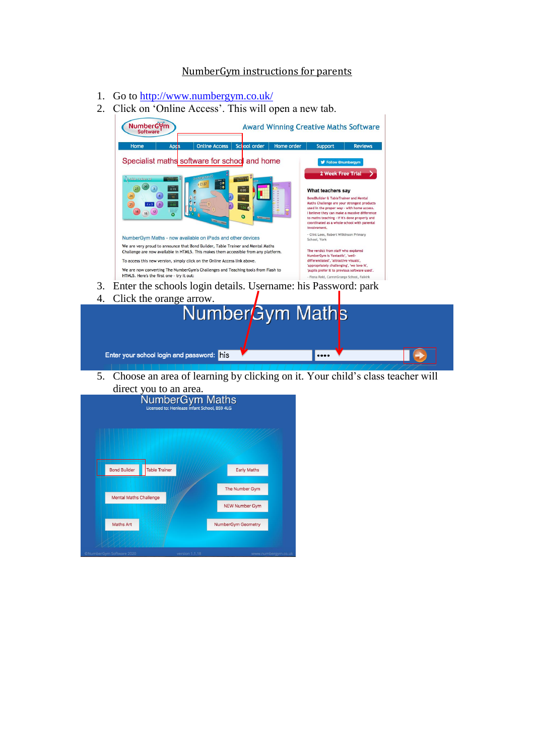NumberGym instructions for parents

1. Go to http://www.numbergym.co.uk/
2. Click on 'Online Access'. This will open a new tab.
3. Enter the schools login details. Username: his Password: park
4. Click the orange arrow.
5. Choose an area of learning by clicking on it. Your child's class teacher will direct you to an area.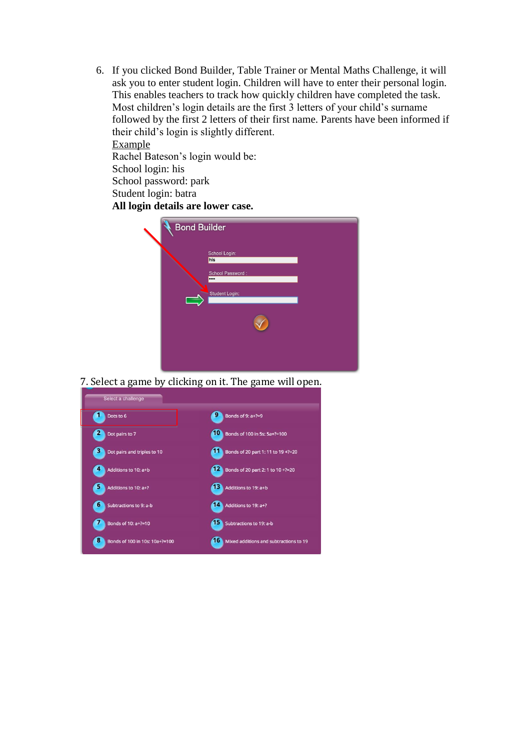6. If you clicked Bond Builder, Table Trainer or Mental Maths Challenge, it will ask you to enter student login. Children will have to enter their personal login. This enables teachers to track how quickly children have completed the task. Most children's login details are the first 3 letters of your child's surname followed by the first 2 letters of their first name. Parents have been informed if their child's login is slightly different.

   <u>Example</u>

   Rachel Bateson's login would be:

   School login: his

   School password: park

   Student login: batra

   **All login details are lower case.**

7. Select a game by clicking on it. The game will open.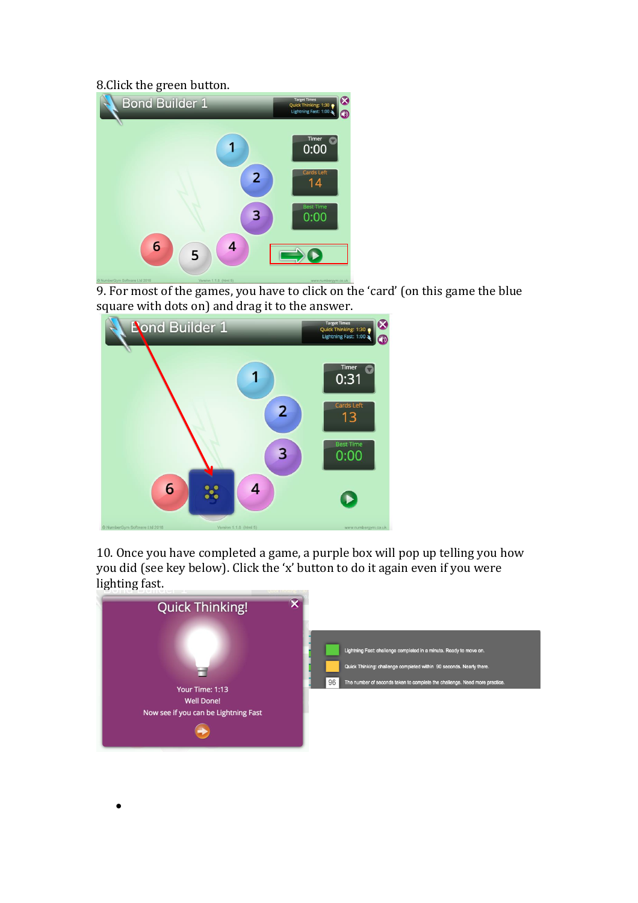8.Click the green button.

9. For most of the games, you have to click on the 'card' (on this game the blue square with dots on) and drag it to the answer.

10. Once you have completed a game, a purple box will pop up telling you how you did (see key below). Click the 'x' button to do it again even if you were lighting fast.

-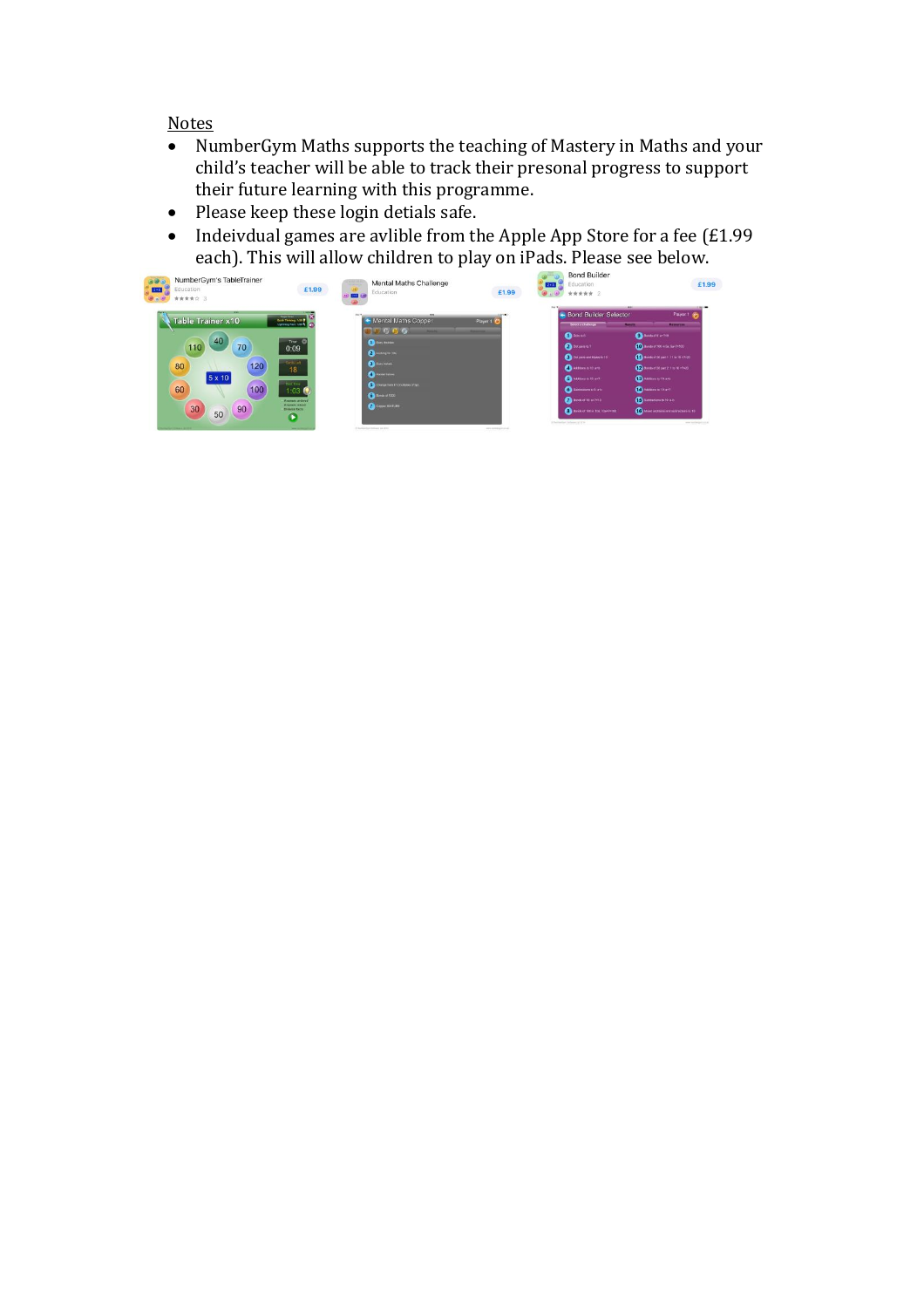Notes

- NumberGym Maths supports the teaching of Mastery in Maths and your child's teacher will be able to track their presonal progress to support their future learning with this programme.
- Please keep these login detials safe.
- Indeivdual games are avlible from the Apple App Store for a fee (£1.99 each). This will allow children to play on iPads. Please see below.

NumberGym's TableTrainer
Education
£1.99

Mental Maths Challenge
Education
£1.99

Bond Builder
Education
£1.99